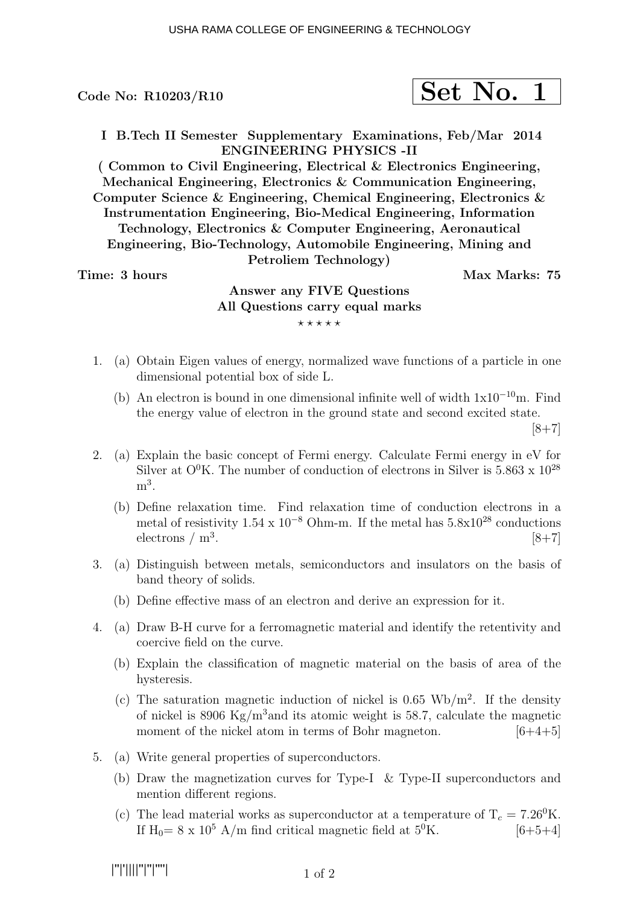Code No: R10203/R10

**Set No. 1**

**I B.Tech II Semester Supplementary Examinations, Feb/Mar 2014**
**ENGINEERING PHYSICS -II**
**( Common to Civil Engineering, Electrical & Electronics Engineering, Mechanical Engineering, Electronics & Communication Engineering, Computer Science & Engineering, Chemical Engineering, Electronics & Instrumentation Engineering, Bio-Medical Engineering, Information Technology, Electronics & Computer Engineering, Aeronautical Engineering, Bio-Technology, Automobile Engineering, Mining and Petroliem Technology)**

**Time: 3 hours** **Max Marks: 75**

**Answer any FIVE Questions**
**All Questions carry equal marks**
⋆ ⋆ ⋆ ⋆ ⋆

1. (a) Obtain Eigen values of energy, normalized wave functions of a particle in one dimensional potential box of side L.

   (b) An electron is bound in one dimensional infinite well of width $1 \times 10^{-10}$m. Find the energy value of electron in the ground state and second excited state. [8+7]

2. (a) Explain the basic concept of Fermi energy. Calculate Fermi energy in eV for Silver at $O^0$K. The number of conduction of electrons in Silver is 5.863 x $10^{28}$ $m^3$.

   (b) Define relaxation time. Find relaxation time of conduction electrons in a metal of resistivity 1.54 x $10^{-8}$ Ohm-m. If the metal has $5.8 \times 10^{28}$ conductions electrons / $m^3$. [8+7]

3. (a) Distinguish between metals, semiconductors and insulators on the basis of band theory of solids.

   (b) Define effective mass of an electron and derive an expression for it.

4. (a) Draw B-H curve for a ferromagnetic material and identify the retentivity and coercive field on the curve.

   (b) Explain the classification of magnetic material on the basis of area of the hysteresis.

   (c) The saturation magnetic induction of nickel is 0.65 Wb/$m^2$. If the density of nickel is 8906 Kg/$m^3$and its atomic weight is 58.7, calculate the magnetic moment of the nickel atom in terms of Bohr magneton. [6+4+5]

5. (a) Write general properties of superconductors.

   (b) Draw the magnetization curves for Type-I & Type-II superconductors and mention different regions.

   (c) The lead material works as superconductor at a temperature of $T_c = 7.26^0$K. If $H_0$= 8 x $10^5$ A/m find critical magnetic field at $5^0$K. [6+5+4]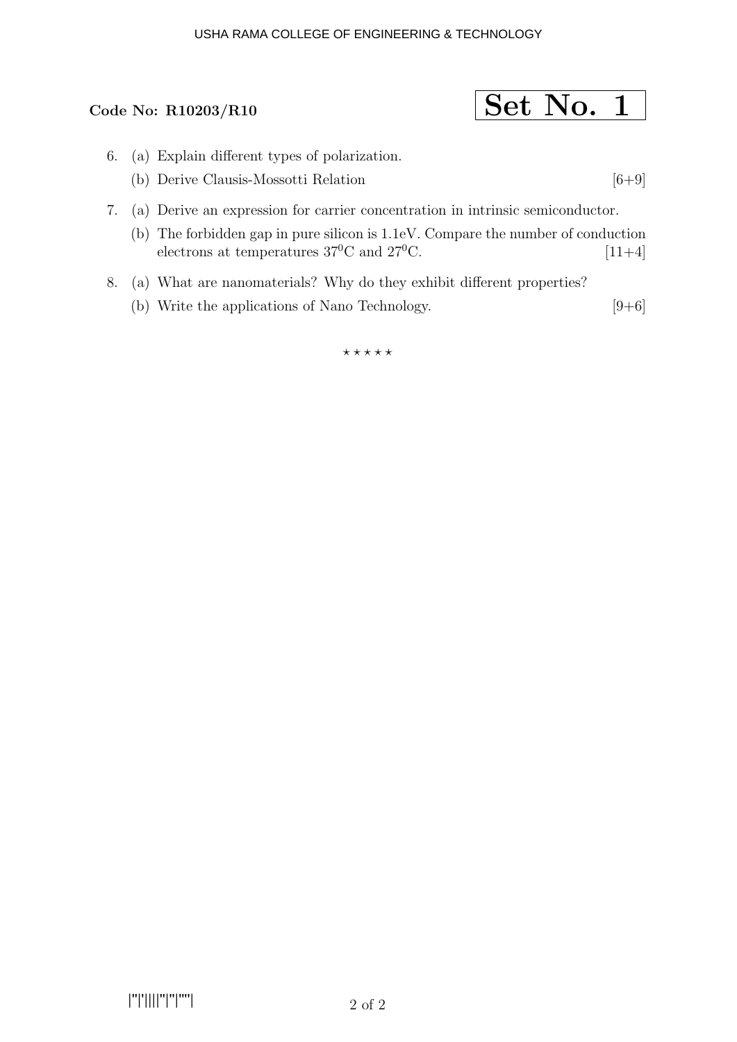**Code No: R10203/R10**

**Set No. 1**

6. (a) Explain different types of polarization.

   (b) Derive Clausis-Mossotti Relation [6+9]

7. (a) Derive an expression for carrier concentration in intrinsic semiconductor.

   (b) The forbidden gap in pure silicon is 1.1eV. Compare the number of conduction electrons at temperatures $37^0$C and $27^0$C. [11+4]

8. (a) What are nanomaterials? Why do they exhibit different properties?

   (b) Write the applications of Nano Technology. [9+6]

⋆ ⋆ ⋆ ⋆ ⋆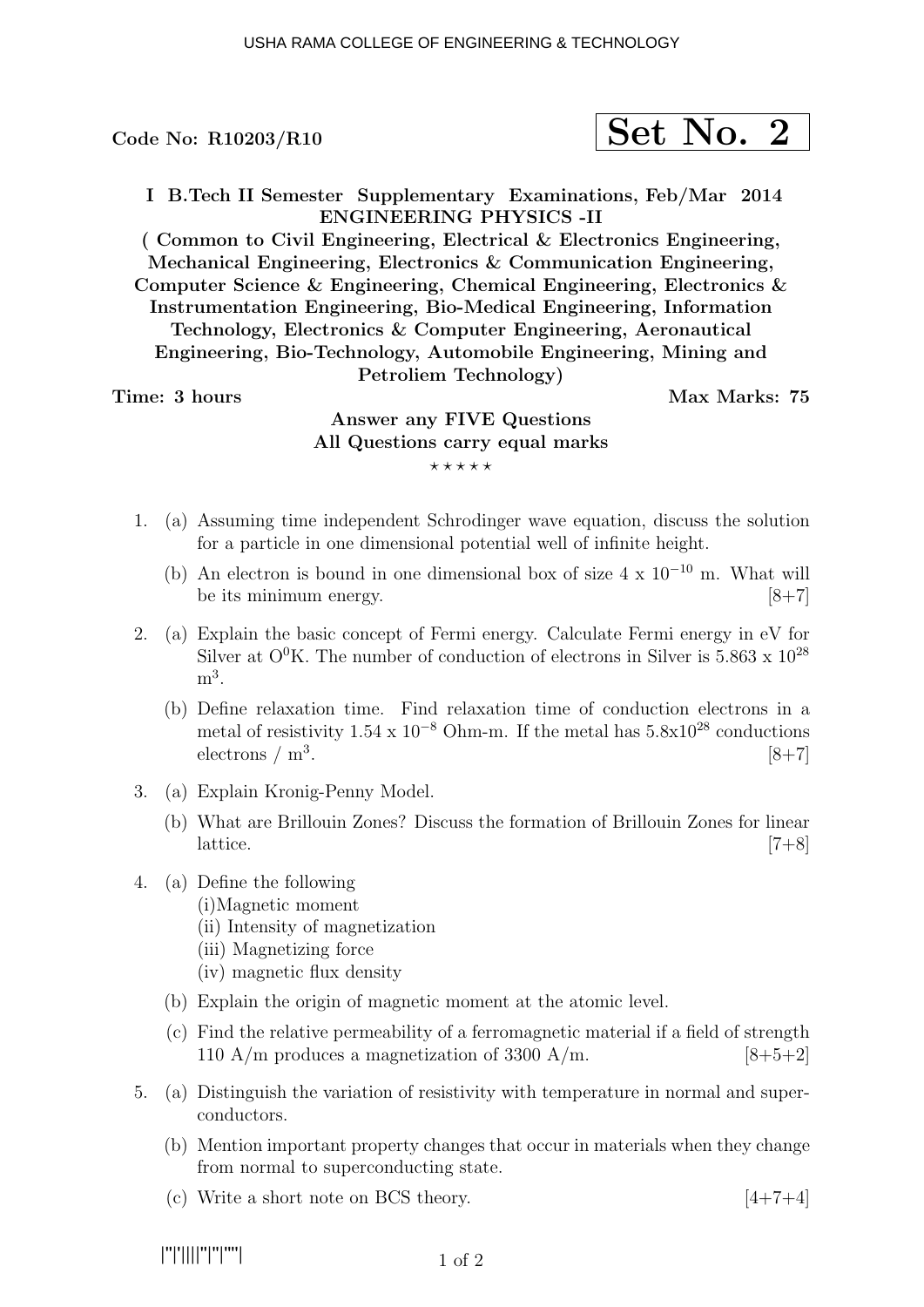Code No: R10203/R10

**Set No. 2**

**I B.Tech II Semester Supplementary Examinations, Feb/Mar 2014**
**ENGINEERING PHYSICS -II**
**( Common to Civil Engineering, Electrical & Electronics Engineering, Mechanical Engineering, Electronics & Communication Engineering, Computer Science & Engineering, Chemical Engineering, Electronics & Instrumentation Engineering, Bio-Medical Engineering, Information Technology, Electronics & Computer Engineering, Aeronautical Engineering, Bio-Technology, Automobile Engineering, Mining and Petroliem Technology)**

**Time: 3 hours** **Max Marks: 75**

**Answer any FIVE Questions**
**All Questions carry equal marks**

⋆ ⋆ ⋆ ⋆ ⋆

1. (a) Assuming time independent Schrodinger wave equation, discuss the solution for a particle in one dimensional potential well of infinite height.

   (b) An electron is bound in one dimensional box of size 4 x $10^{-10}$ m. What will be its minimum energy. [8+7]

2. (a) Explain the basic concept of Fermi energy. Calculate Fermi energy in eV for Silver at $O^0$K. The number of conduction of electrons in Silver is 5.863 x $10^{28}$ $m^3$.

   (b) Define relaxation time. Find relaxation time of conduction electrons in a metal of resistivity 1.54 x $10^{-8}$ Ohm-m. If the metal has 5.8x$10^{28}$ conductions electrons / $m^3$. [8+7]

3. (a) Explain Kronig-Penny Model.

   (b) What are Brillouin Zones? Discuss the formation of Brillouin Zones for linear lattice. [7+8]

4. (a) Define the following
   (i)Magnetic moment
   (ii) Intensity of magnetization
   (iii) Magnetizing force
   (iv) magnetic flux density

   (b) Explain the origin of magnetic moment at the atomic level.

   (c) Find the relative permeability of a ferromagnetic material if a field of strength 110 A/m produces a magnetization of 3300 A/m. [8+5+2]

5. (a) Distinguish the variation of resistivity with temperature in normal and superconductors.

   (b) Mention important property changes that occur in materials when they change from normal to superconducting state.

   (c) Write a short note on BCS theory. [4+7+4]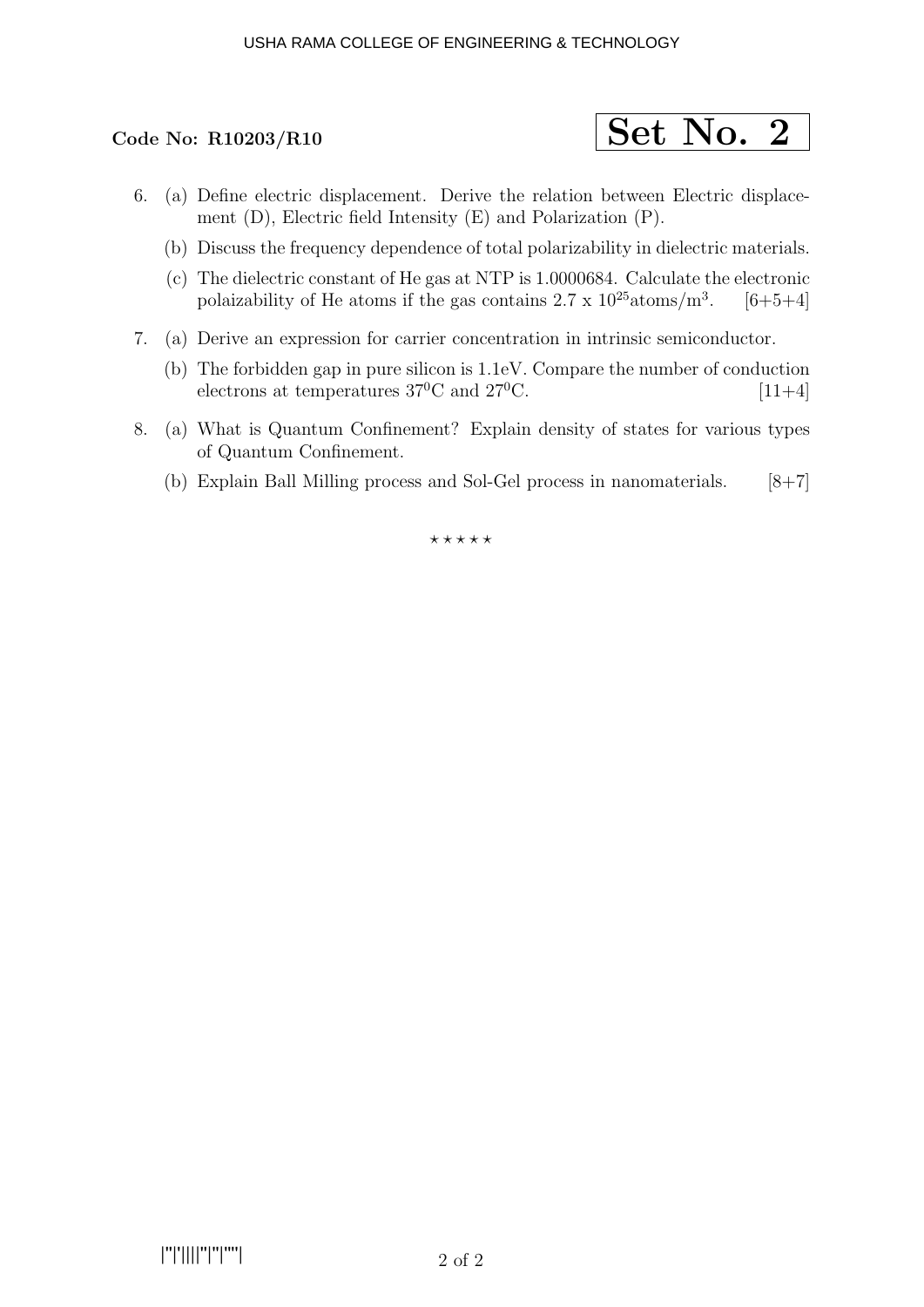**Code No: R10203/R10**

**Set No. 2**

6. (a) Define electric displacement. Derive the relation between Electric displacement (D), Electric field Intensity (E) and Polarization (P).

   (b) Discuss the frequency dependence of total polarizability in dielectric materials.

   (c) The dielectric constant of He gas at NTP is 1.0000684. Calculate the electronic polaizability of He atoms if the gas contains $2.7 \times 10^{25}$atoms/$m^3$. [6+5+4]

7. (a) Derive an expression for carrier concentration in intrinsic semiconductor.

   (b) The forbidden gap in pure silicon is 1.1eV. Compare the number of conduction electrons at temperatures $37^0$C and $27^0$C. [11+4]

8. (a) What is Quantum Confinement? Explain density of states for various types of Quantum Confinement.

   (b) Explain Ball Milling process and Sol-Gel process in nanomaterials. [8+7]

⋆ ⋆ ⋆ ⋆ ⋆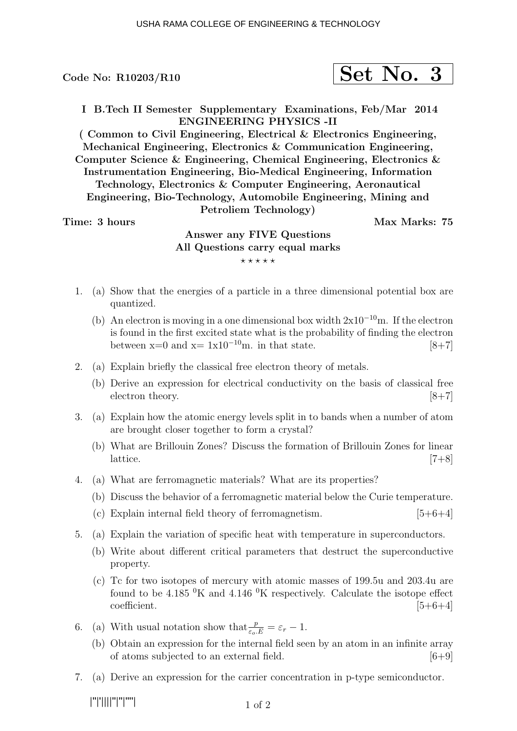Code No: R10203/R10

**Set No. 3**

**I B.Tech II Semester Supplementary Examinations, Feb/Mar 2014**
**ENGINEERING PHYSICS -II**
**( Common to Civil Engineering, Electrical & Electronics Engineering, Mechanical Engineering, Electronics & Communication Engineering, Computer Science & Engineering, Chemical Engineering, Electronics & Instrumentation Engineering, Bio-Medical Engineering, Information Technology, Electronics & Computer Engineering, Aeronautical Engineering, Bio-Technology, Automobile Engineering, Mining and Petroliem Technology)**

**Time: 3 hours** **Max Marks: 75**

**Answer any FIVE Questions**
**All Questions carry equal marks**
⋆ ⋆ ⋆ ⋆ ⋆

1. (a) Show that the energies of a particle in a three dimensional potential box are quantized.
   (b) An electron is moving in a one dimensional box width $2x10^{-10}$m. If the electron is found in the first excited state what is the probability of finding the electron between x=0 and x= $1x10^{-10}$m. in that state. [8+7]

2. (a) Explain briefly the classical free electron theory of metals.
   (b) Derive an expression for electrical conductivity on the basis of classical free electron theory. [8+7]

3. (a) Explain how the atomic energy levels split in to bands when a number of atom are brought closer together to form a crystal?
   (b) What are Brillouin Zones? Discuss the formation of Brillouin Zones for linear lattice. [7+8]

4. (a) What are ferromagnetic materials? What are its properties?
   (b) Discuss the behavior of a ferromagnetic material below the Curie temperature.
   (c) Explain internal field theory of ferromagnetism. [5+6+4]

5. (a) Explain the variation of specific heat with temperature in superconductors.
   (b) Write about different critical parameters that destruct the superconductive property.
   (c) Tc for two isotopes of mercury with atomic masses of 199.5u and 203.4u are found to be 4.185 $^{0}$K and 4.146 $^{0}$K respectively. Calculate the isotope effect coefficient. [5+6+4]

6. (a) With usual notation show that $\frac{p}{\varepsilon_o.E} = \varepsilon_r - 1$.
   (b) Obtain an expression for the internal field seen by an atom in an infinite array of atoms subjected to an external field. [6+9]

7. (a) Derive an expression for the carrier concentration in p-type semiconductor.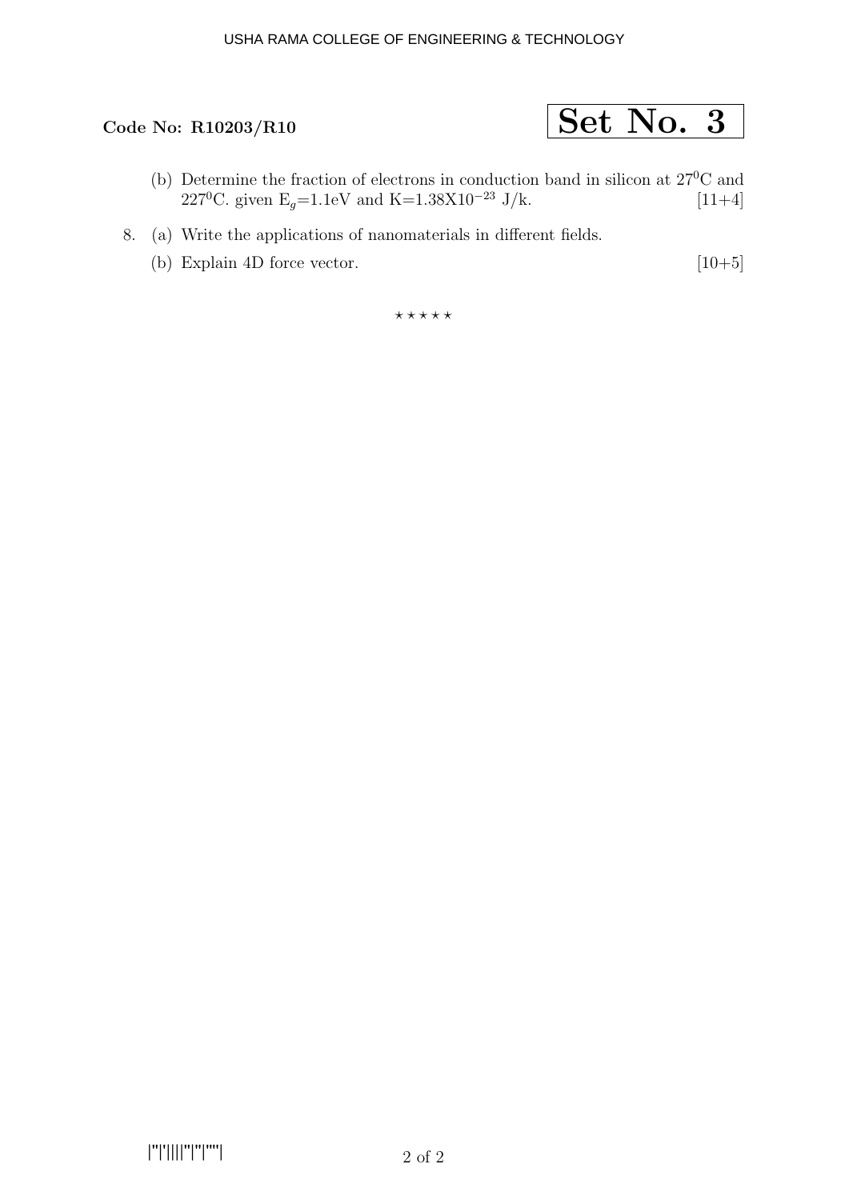**Code No: R10203/R10**

**Set No. 3**

(b) Determine the fraction of electrons in conduction band in silicon at $27^0$C and $227^0$C. given $E_g$=1.1eV and K=1.38X$10^{-23}$ J/k. [11+4]

8. (a) Write the applications of nanomaterials in different fields.

   (b) Explain 4D force vector. [10+5]

⋆⋆⋆⋆⋆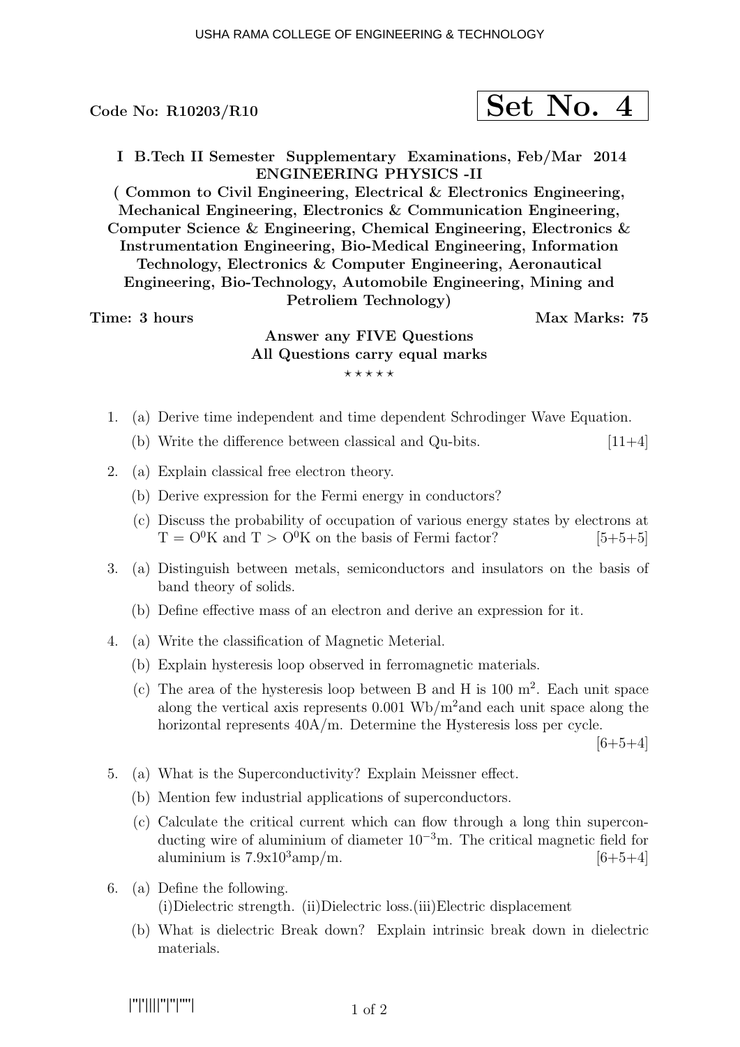Code No: R10203/R10

**Set No. 4**

**I B.Tech II Semester Supplementary Examinations, Feb/Mar 2014**
**ENGINEERING PHYSICS -II**
**( Common to Civil Engineering, Electrical & Electronics Engineering, Mechanical Engineering, Electronics & Communication Engineering, Computer Science & Engineering, Chemical Engineering, Electronics & Instrumentation Engineering, Bio-Medical Engineering, Information Technology, Electronics & Computer Engineering, Aeronautical Engineering, Bio-Technology, Automobile Engineering, Mining and Petroliem Technology)**

**Time: 3 hours** **Max Marks: 75**

**Answer any FIVE Questions**
**All Questions carry equal marks**

⋆ ⋆ ⋆ ⋆ ⋆

1. (a) Derive time independent and time dependent Schrodinger Wave Equation.
   (b) Write the difference between classical and Qu-bits. [11+4]

2. (a) Explain classical free electron theory.
   (b) Derive expression for the Fermi energy in conductors?
   (c) Discuss the probability of occupation of various energy states by electrons at $T = O^0K$ and $T > O^0K$ on the basis of Fermi factor? [5+5+5]

3. (a) Distinguish between metals, semiconductors and insulators on the basis of band theory of solids.
   (b) Define effective mass of an electron and derive an expression for it.

4. (a) Write the classification of Magnetic Meterial.
   (b) Explain hysteresis loop observed in ferromagnetic materials.
   (c) The area of the hysteresis loop between B and H is 100 $m^2$. Each unit space along the vertical axis represents 0.001 $Wb/m^2$and each unit space along the horizontal represents 40A/m. Determine the Hysteresis loss per cycle. [6+5+4]

5. (a) What is the Superconductivity? Explain Meissner effect.
   (b) Mention few industrial applications of superconductors.
   (c) Calculate the critical current which can flow through a long thin superconducting wire of aluminium of diameter $10^{-3}$m. The critical magnetic field for aluminium is $7.9\text{x}10^3$amp/m. [6+5+4]

6. (a) Define the following.
   (i)Dielectric strength. (ii)Dielectric loss.(iii)Electric displacement
   (b) What is dielectric Break down? Explain intrinsic break down in dielectric materials.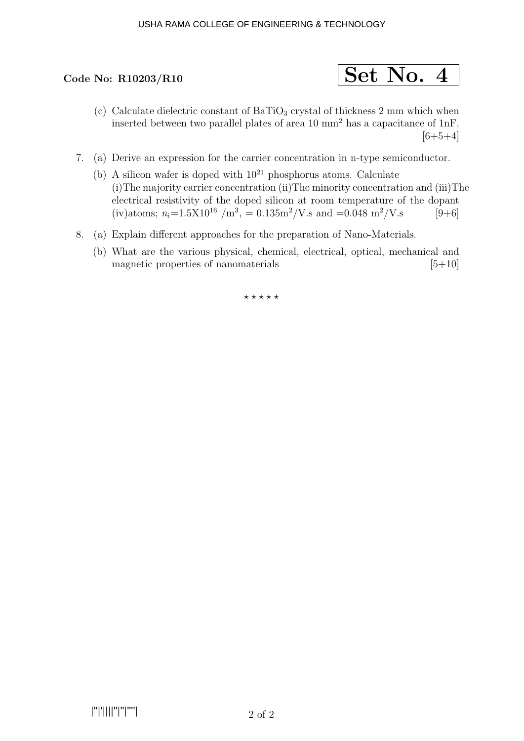**Code No: R10203/R10**

**Set No. 4**

(c) Calculate dielectric constant of $BaTiO_3$ crystal of thickness 2 mm which when inserted between two parallel plates of area 10 $mm^2$ has a capacitance of 1nF. [6+5+4]

7. (a) Derive an expression for the carrier concentration in n-type semiconductor.

   (b) A silicon wafer is doped with $10^{21}$ phosphorus atoms. Calculate (i)The majority carrier concentration (ii)The minority concentration and (iii)The electrical resistivity of the doped silicon at room temperature of the dopant (iv)atoms; $n_i$=1.5X$10^{16}$ /$m^3$, = 0.135$m^2$/V.s and =0.048 $m^2$/V.s [9+6]

8. (a) Explain different approaches for the preparation of Nano-Materials.

   (b) What are the various physical, chemical, electrical, optical, mechanical and magnetic properties of nanomaterials [5+10]

⋆ ⋆ ⋆ ⋆ ⋆